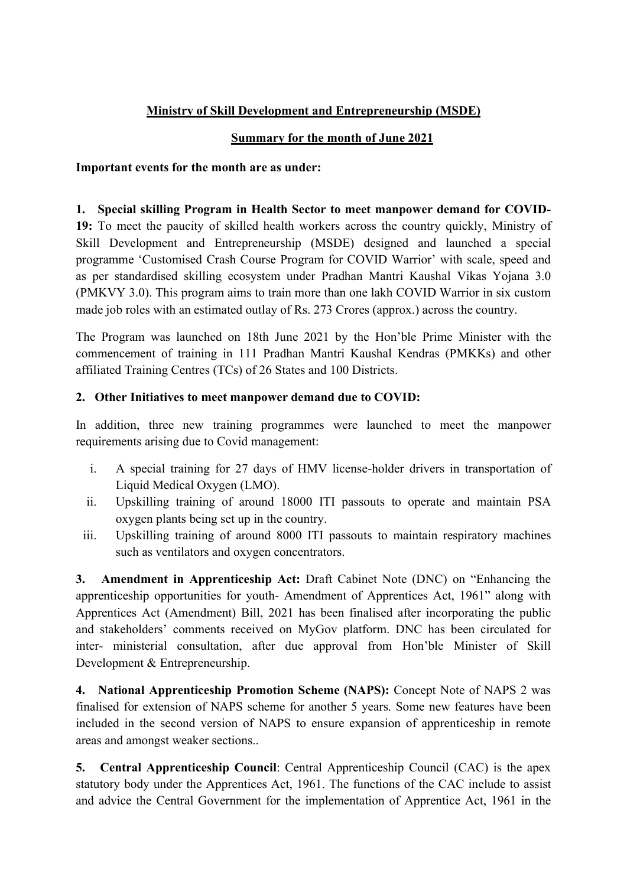**Ministry of Skill Development and Entrepreneurship (MSDE)**

**Summary for the month of June 2021**

**Important events for the month are as under:**

**1. Special skilling Program in Health Sector to meet manpower demand for COVID-19:** To meet the paucity of skilled health workers across the country quickly, Ministry of Skill Development and Entrepreneurship (MSDE) designed and launched a special programme 'Customised Crash Course Program for COVID Warrior' with scale, speed and as per standardised skilling ecosystem under Pradhan Mantri Kaushal Vikas Yojana 3.0 (PMKVY 3.0). This program aims to train more than one lakh COVID Warrior in six custom made job roles with an estimated outlay of Rs. 273 Crores (approx.) across the country.

The Program was launched on 18th June 2021 by the Hon'ble Prime Minister with the commencement of training in 111 Pradhan Mantri Kaushal Kendras (PMKKs) and other affiliated Training Centres (TCs) of 26 States and 100 Districts.

**2. Other Initiatives to meet manpower demand due to COVID:**

In addition, three new training programmes were launched to meet the manpower requirements arising due to Covid management:

i. A special training for 27 days of HMV license-holder drivers in transportation of Liquid Medical Oxygen (LMO).
ii. Upskilling training of around 18000 ITI passouts to operate and maintain PSA oxygen plants being set up in the country.
iii. Upskilling training of around 8000 ITI passouts to maintain respiratory machines such as ventilators and oxygen concentrators.

**3. Amendment in Apprenticeship Act:** Draft Cabinet Note (DNC) on "Enhancing the apprenticeship opportunities for youth- Amendment of Apprentices Act, 1961" along with Apprentices Act (Amendment) Bill, 2021 has been finalised after incorporating the public and stakeholders' comments received on MyGov platform. DNC has been circulated for inter- ministerial consultation, after due approval from Hon'ble Minister of Skill Development & Entrepreneurship.

**4. National Apprenticeship Promotion Scheme (NAPS):** Concept Note of NAPS 2 was finalised for extension of NAPS scheme for another 5 years. Some new features have been included in the second version of NAPS to ensure expansion of apprenticeship in remote areas and amongst weaker sections..

**5. Central Apprenticeship Council**: Central Apprenticeship Council (CAC) is the apex statutory body under the Apprentices Act, 1961. The functions of the CAC include to assist and advice the Central Government for the implementation of Apprentice Act, 1961 in the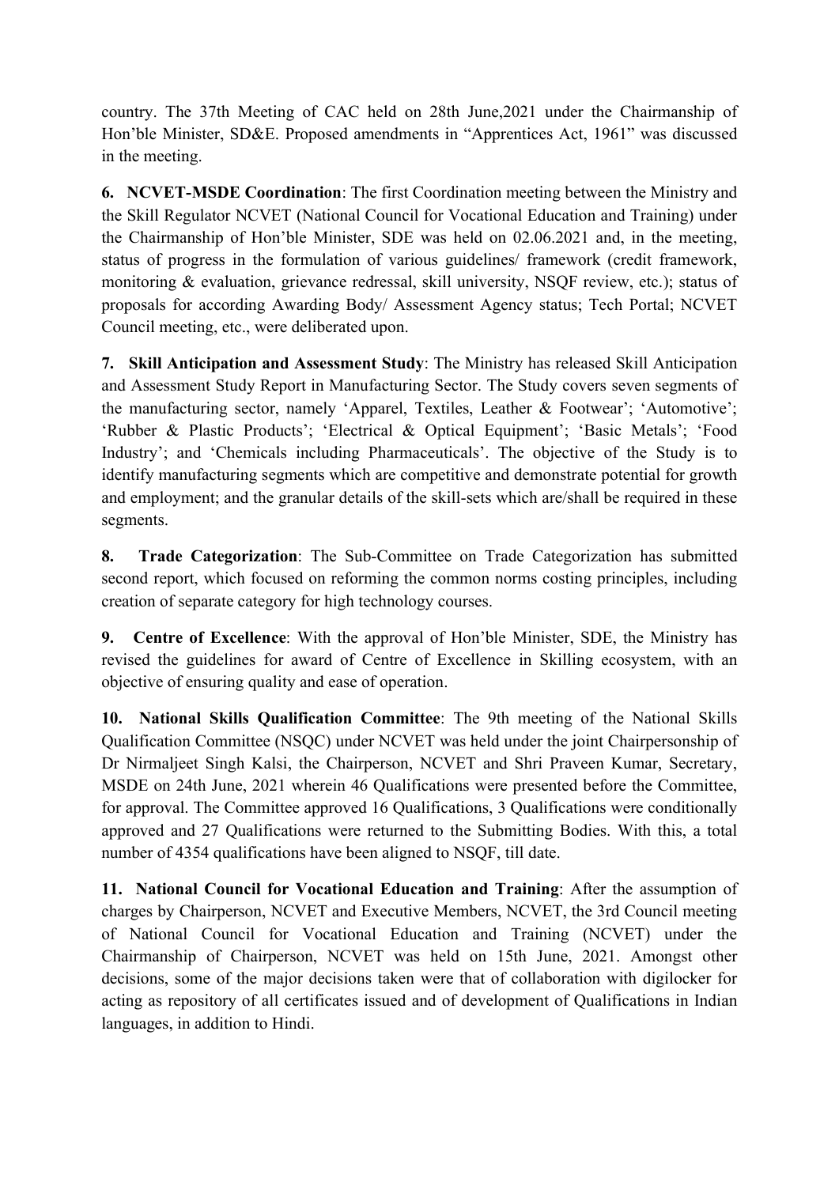country. The 37th Meeting of CAC held on 28th June,2021 under the Chairmanship of Hon'ble Minister, SD&E. Proposed amendments in "Apprentices Act, 1961" was discussed in the meeting.

6. **NCVET-MSDE Coordination**: The first Coordination meeting between the Ministry and the Skill Regulator NCVET (National Council for Vocational Education and Training) under the Chairmanship of Hon'ble Minister, SDE was held on 02.06.2021 and, in the meeting, status of progress in the formulation of various guidelines/ framework (credit framework, monitoring & evaluation, grievance redressal, skill university, NSQF review, etc.); status of proposals for according Awarding Body/ Assessment Agency status; Tech Portal; NCVET Council meeting, etc., were deliberated upon.

7. **Skill Anticipation and Assessment Study**: The Ministry has released Skill Anticipation and Assessment Study Report in Manufacturing Sector. The Study covers seven segments of the manufacturing sector, namely 'Apparel, Textiles, Leather & Footwear'; 'Automotive'; 'Rubber & Plastic Products'; 'Electrical & Optical Equipment'; 'Basic Metals'; 'Food Industry'; and 'Chemicals including Pharmaceuticals'. The objective of the Study is to identify manufacturing segments which are competitive and demonstrate potential for growth and employment; and the granular details of the skill-sets which are/shall be required in these segments.

8. **Trade Categorization**: The Sub-Committee on Trade Categorization has submitted second report, which focused on reforming the common norms costing principles, including creation of separate category for high technology courses.

9. **Centre of Excellence**: With the approval of Hon'ble Minister, SDE, the Ministry has revised the guidelines for award of Centre of Excellence in Skilling ecosystem, with an objective of ensuring quality and ease of operation.

10. **National Skills Qualification Committee**: The 9th meeting of the National Skills Qualification Committee (NSQC) under NCVET was held under the joint Chairpersonship of Dr Nirmaljeet Singh Kalsi, the Chairperson, NCVET and Shri Praveen Kumar, Secretary, MSDE on 24th June, 2021 wherein 46 Qualifications were presented before the Committee, for approval. The Committee approved 16 Qualifications, 3 Qualifications were conditionally approved and 27 Qualifications were returned to the Submitting Bodies. With this, a total number of 4354 qualifications have been aligned to NSQF, till date.

11. **National Council for Vocational Education and Training**: After the assumption of charges by Chairperson, NCVET and Executive Members, NCVET, the 3rd Council meeting of National Council for Vocational Education and Training (NCVET) under the Chairmanship of Chairperson, NCVET was held on 15th June, 2021. Amongst other decisions, some of the major decisions taken were that of collaboration with digilocker for acting as repository of all certificates issued and of development of Qualifications in Indian languages, in addition to Hindi.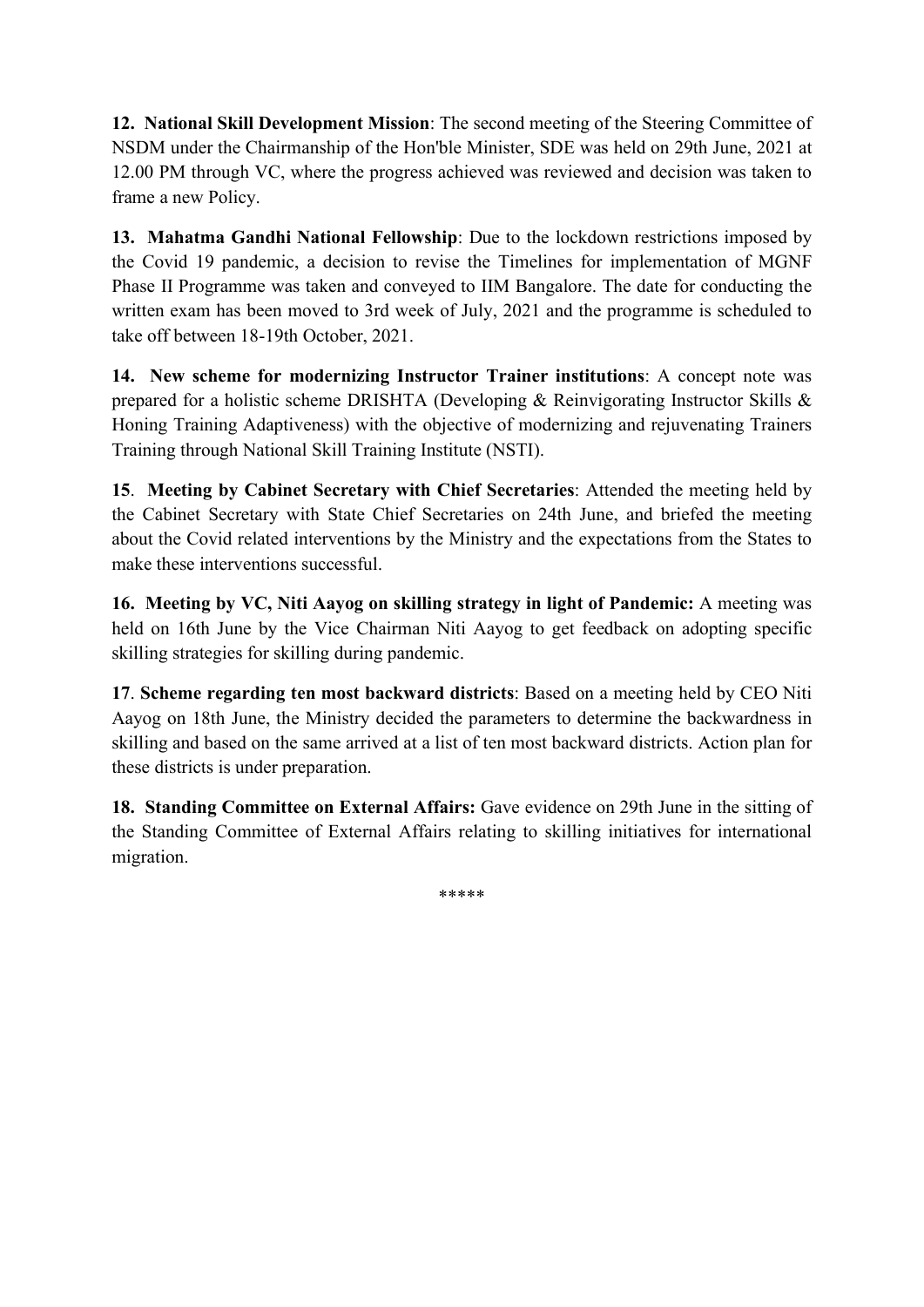**12. National Skill Development Mission**: The second meeting of the Steering Committee of NSDM under the Chairmanship of the Hon'ble Minister, SDE was held on 29th June, 2021 at 12.00 PM through VC, where the progress achieved was reviewed and decision was taken to frame a new Policy.

**13. Mahatma Gandhi National Fellowship**: Due to the lockdown restrictions imposed by the Covid 19 pandemic, a decision to revise the Timelines for implementation of MGNF Phase II Programme was taken and conveyed to IIM Bangalore. The date for conducting the written exam has been moved to 3rd week of July, 2021 and the programme is scheduled to take off between 18-19th October, 2021.

**14. New scheme for modernizing Instructor Trainer institutions**: A concept note was prepared for a holistic scheme DRISHTA (Developing & Reinvigorating Instructor Skills & Honing Training Adaptiveness) with the objective of modernizing and rejuvenating Trainers Training through National Skill Training Institute (NSTI).

**15**. **Meeting by Cabinet Secretary with Chief Secretaries**: Attended the meeting held by the Cabinet Secretary with State Chief Secretaries on 24th June, and briefed the meeting about the Covid related interventions by the Ministry and the expectations from the States to make these interventions successful.

**16. Meeting by VC, Niti Aayog on skilling strategy in light of Pandemic:** A meeting was held on 16th June by the Vice Chairman Niti Aayog to get feedback on adopting specific skilling strategies for skilling during pandemic.

**17**. **Scheme regarding ten most backward districts**: Based on a meeting held by CEO Niti Aayog on 18th June, the Ministry decided the parameters to determine the backwardness in skilling and based on the same arrived at a list of ten most backward districts. Action plan for these districts is under preparation.

**18. Standing Committee on External Affairs:** Gave evidence on 29th June in the sitting of the Standing Committee of External Affairs relating to skilling initiatives for international migration.

*****